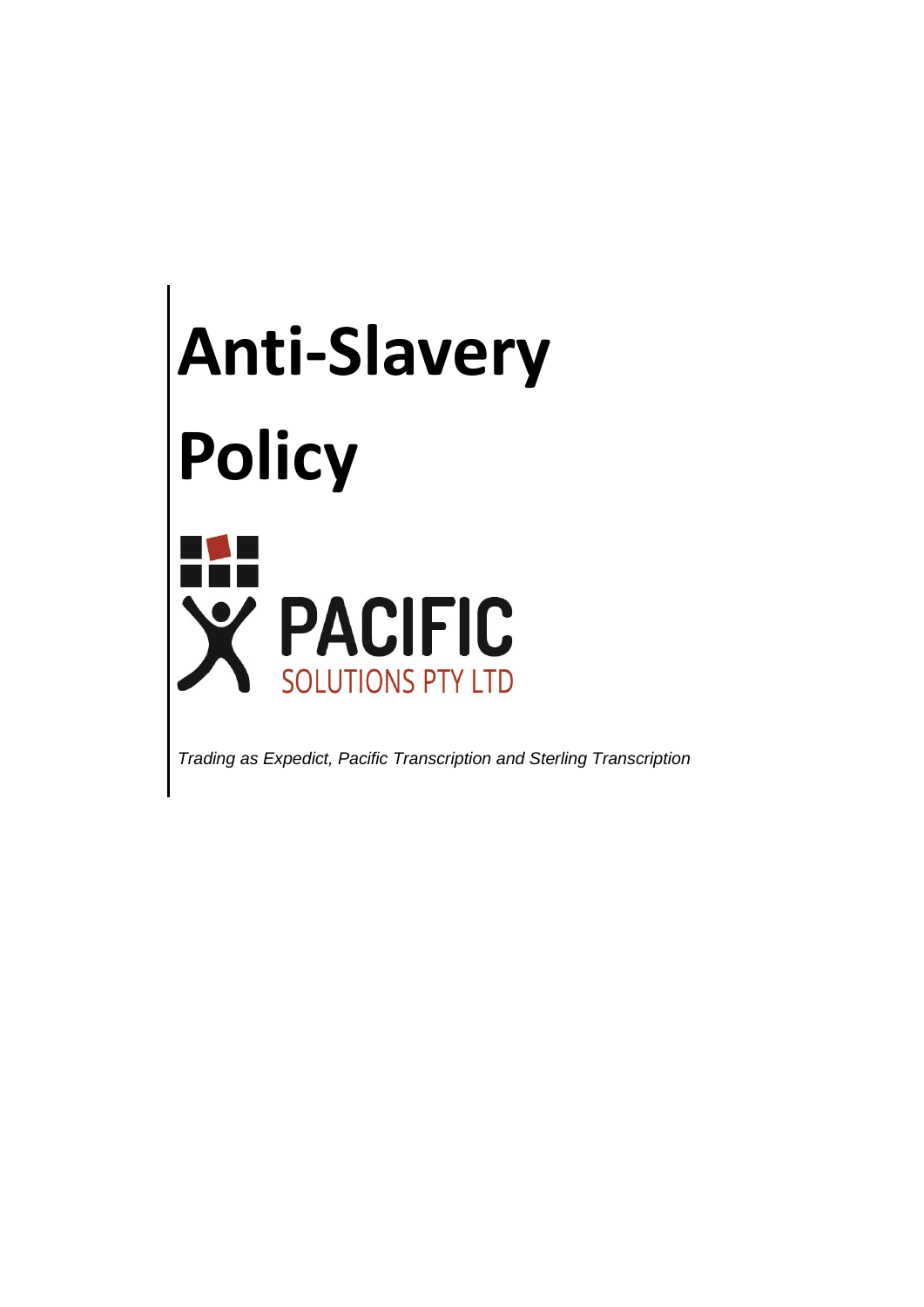# Anti-Slavery Policy

PACIFIC
SOLUTIONS PTY LTD

*Trading as Expedict, Pacific Transcription and Sterling Transcription*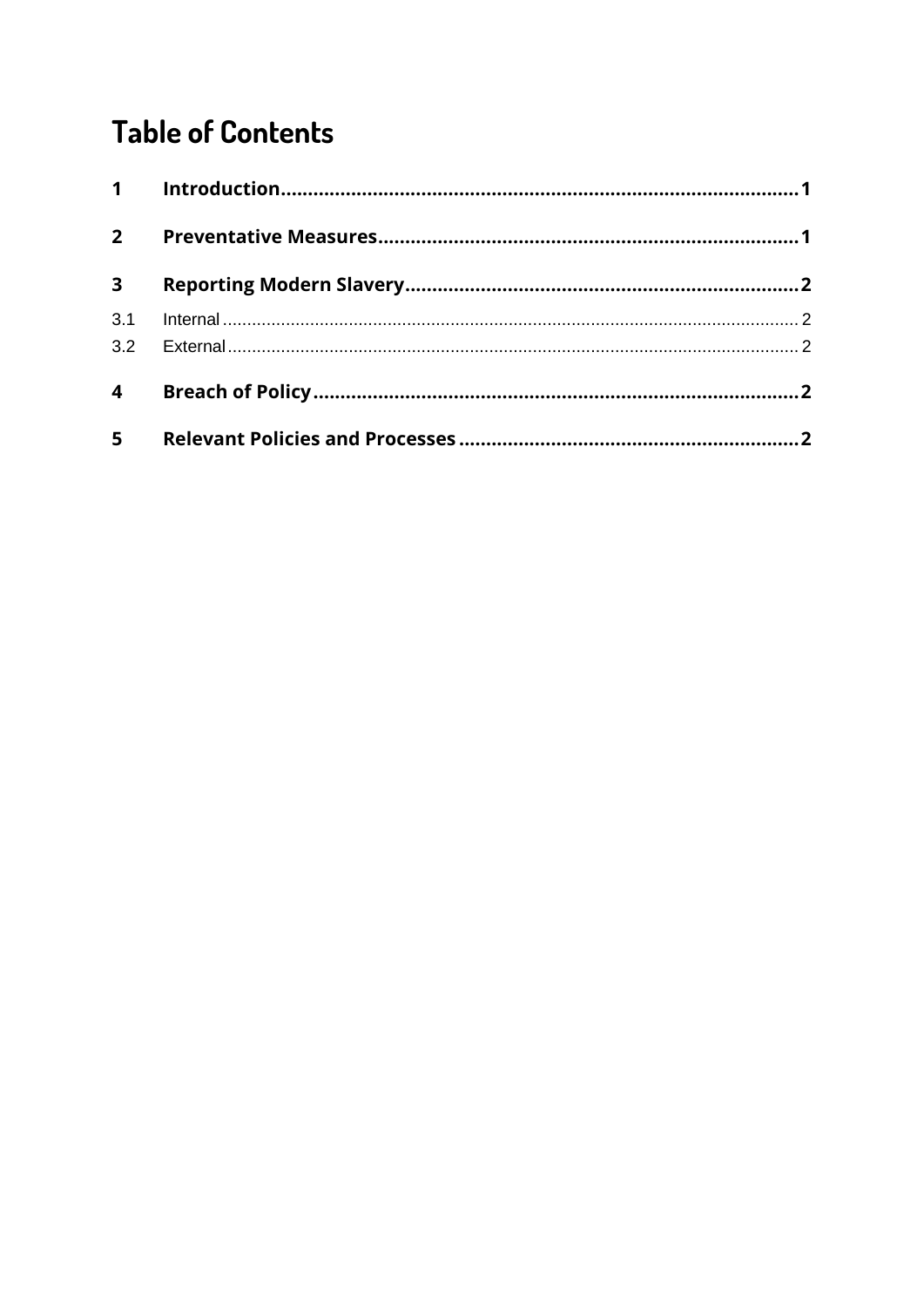# Table of Contents

| | | |
|---|---|---|
| 1 | **Introduction** | 1 |
| 2 | **Preventative Measures** | 1 |
| 3 | **Reporting Modern Slavery** | 2 |
| 3.1 | Internal | 2 |
| 3.2 | External | 2 |
| 4 | **Breach of Policy** | 2 |
| 5 | **Relevant Policies and Processes** | 2 |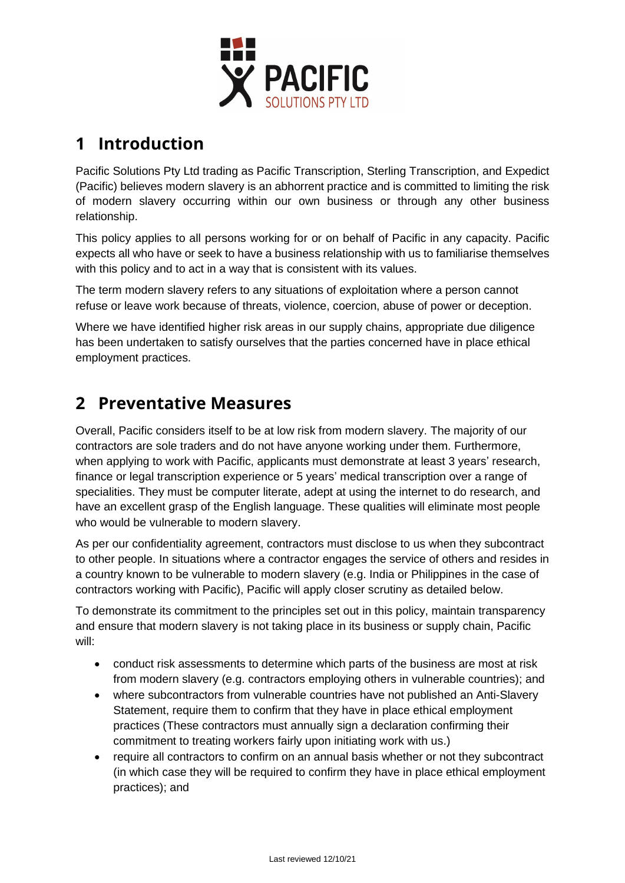# 1 Introduction

Pacific Solutions Pty Ltd trading as Pacific Transcription, Sterling Transcription, and Expedict (Pacific) believes modern slavery is an abhorrent practice and is committed to limiting the risk of modern slavery occurring within our own business or through any other business relationship.

This policy applies to all persons working for or on behalf of Pacific in any capacity. Pacific expects all who have or seek to have a business relationship with us to familiarise themselves with this policy and to act in a way that is consistent with its values.

The term modern slavery refers to any situations of exploitation where a person cannot refuse or leave work because of threats, violence, coercion, abuse of power or deception.

Where we have identified higher risk areas in our supply chains, appropriate due diligence has been undertaken to satisfy ourselves that the parties concerned have in place ethical employment practices.

# 2 Preventative Measures

Overall, Pacific considers itself to be at low risk from modern slavery. The majority of our contractors are sole traders and do not have anyone working under them. Furthermore, when applying to work with Pacific, applicants must demonstrate at least 3 years' research, finance or legal transcription experience or 5 years' medical transcription over a range of specialities. They must be computer literate, adept at using the internet to do research, and have an excellent grasp of the English language. These qualities will eliminate most people who would be vulnerable to modern slavery.

As per our confidentiality agreement, contractors must disclose to us when they subcontract to other people. In situations where a contractor engages the service of others and resides in a country known to be vulnerable to modern slavery (e.g. India or Philippines in the case of contractors working with Pacific), Pacific will apply closer scrutiny as detailed below.

To demonstrate its commitment to the principles set out in this policy, maintain transparency and ensure that modern slavery is not taking place in its business or supply chain, Pacific will:

- conduct risk assessments to determine which parts of the business are most at risk from modern slavery (e.g. contractors employing others in vulnerable countries); and
- where subcontractors from vulnerable countries have not published an Anti-Slavery Statement, require them to confirm that they have in place ethical employment practices (These contractors must annually sign a declaration confirming their commitment to treating workers fairly upon initiating work with us.)
- require all contractors to confirm on an annual basis whether or not they subcontract (in which case they will be required to confirm they have in place ethical employment practices); and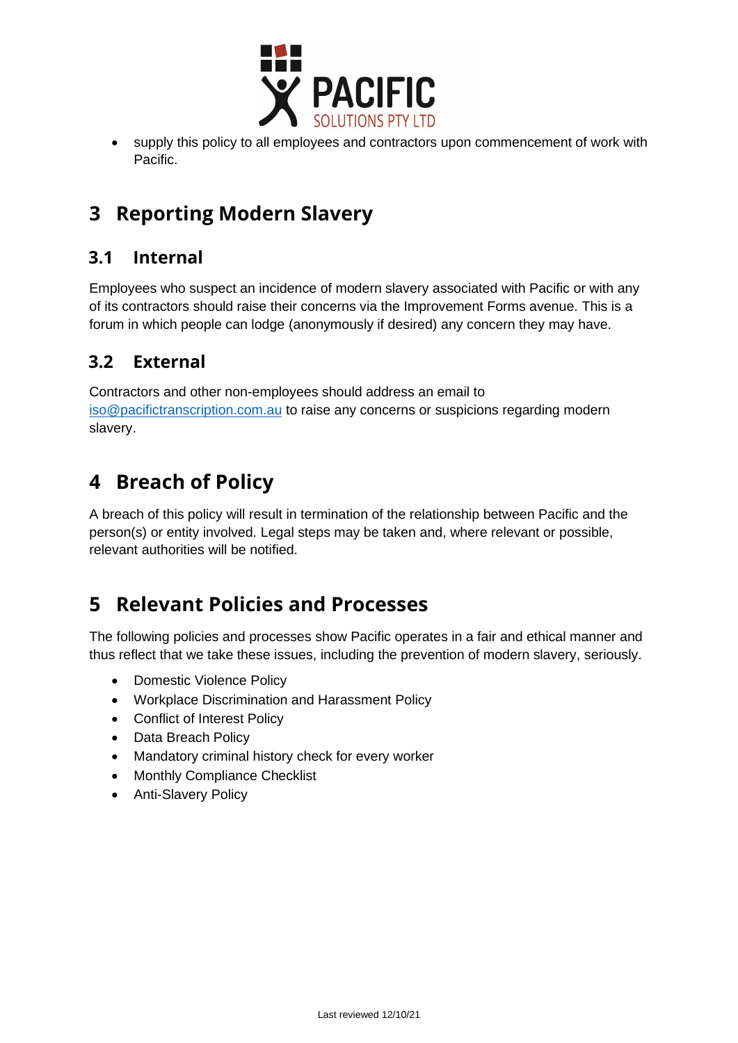- supply this policy to all employees and contractors upon commencement of work with Pacific.

# 3 Reporting Modern Slavery

## 3.1 Internal

Employees who suspect an incidence of modern slavery associated with Pacific or with any of its contractors should raise their concerns via the Improvement Forms avenue. This is a forum in which people can lodge (anonymously if desired) any concern they may have.

## 3.2 External

Contractors and other non-employees should address an email to iso@pacifictranscription.com.au to raise any concerns or suspicions regarding modern slavery.

# 4 Breach of Policy

A breach of this policy will result in termination of the relationship between Pacific and the person(s) or entity involved. Legal steps may be taken and, where relevant or possible, relevant authorities will be notified.

# 5 Relevant Policies and Processes

The following policies and processes show Pacific operates in a fair and ethical manner and thus reflect that we take these issues, including the prevention of modern slavery, seriously.

- Domestic Violence Policy
- Workplace Discrimination and Harassment Policy
- Conflict of Interest Policy
- Data Breach Policy
- Mandatory criminal history check for every worker
- Monthly Compliance Checklist
- Anti-Slavery Policy